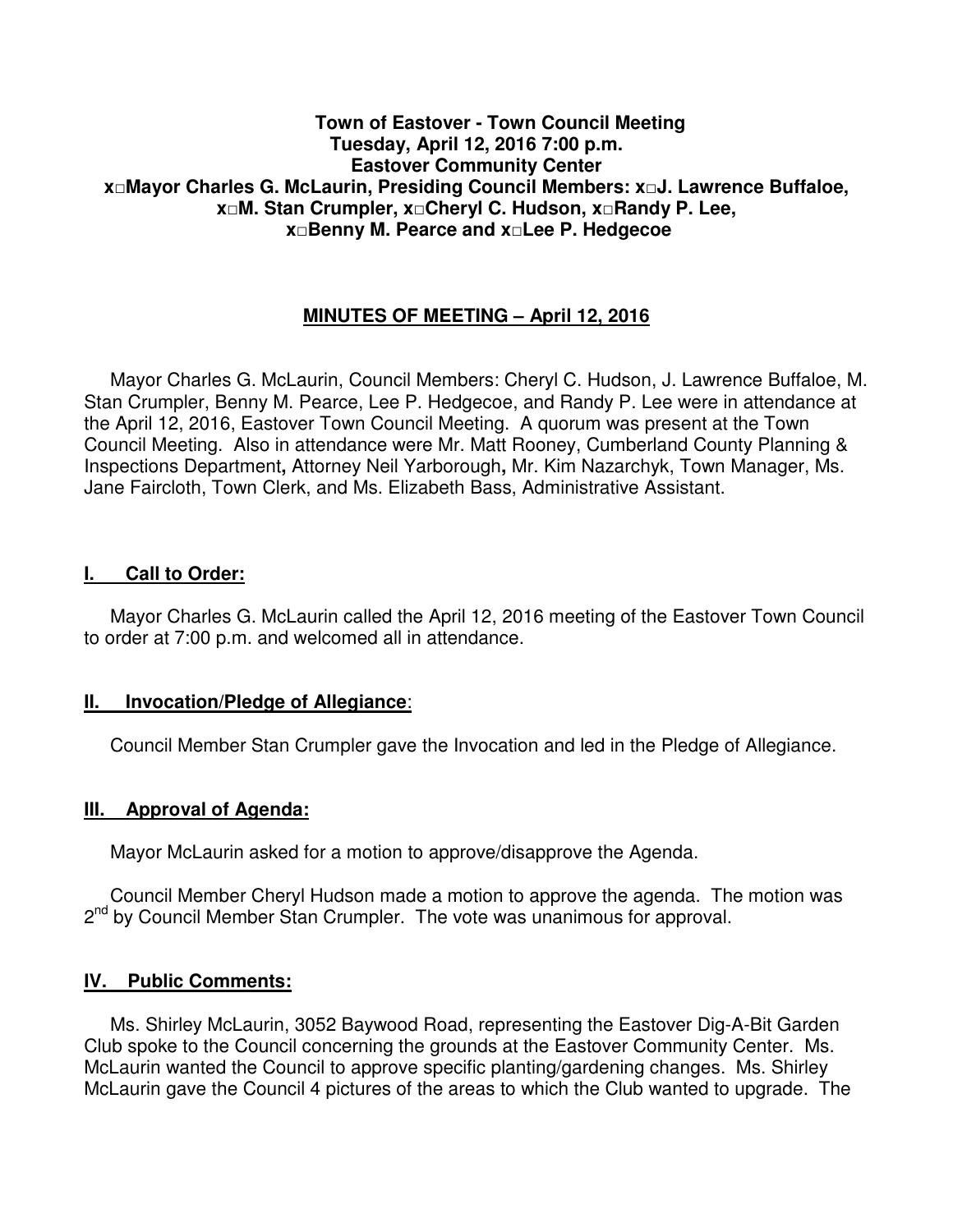**Town of Eastover - Town Council Meeting**
**Tuesday, April 12, 2016 7:00 p.m.**
**Eastover Community Center**
**x□Mayor Charles G. McLaurin, Presiding Council Members: x□J. Lawrence Buffaloe, x□M. Stan Crumpler, x□Cheryl C. Hudson, x□Randy P. Lee, x□Benny M. Pearce and x□Lee P. Hedgecoe**

## MINUTES OF MEETING – April 12, 2016

Mayor Charles G. McLaurin, Council Members: Cheryl C. Hudson, J. Lawrence Buffaloe, M. Stan Crumpler, Benny M. Pearce, Lee P. Hedgecoe, and Randy P. Lee were in attendance at the April 12, 2016, Eastover Town Council Meeting. A quorum was present at the Town Council Meeting. Also in attendance were Mr. Matt Rooney, Cumberland County Planning & Inspections Department**,** Attorney Neil Yarborough**,** Mr. Kim Nazarchyk, Town Manager, Ms. Jane Faircloth, Town Clerk, and Ms. Elizabeth Bass, Administrative Assistant.

## I. Call to Order:

Mayor Charles G. McLaurin called the April 12, 2016 meeting of the Eastover Town Council to order at 7:00 p.m. and welcomed all in attendance.

## II. Invocation/Pledge of Allegiance:

Council Member Stan Crumpler gave the Invocation and led in the Pledge of Allegiance.

## III. Approval of Agenda:

Mayor McLaurin asked for a motion to approve/disapprove the Agenda.

Council Member Cheryl Hudson made a motion to approve the agenda. The motion was 2nd by Council Member Stan Crumpler. The vote was unanimous for approval.

## IV. Public Comments:

Ms. Shirley McLaurin, 3052 Baywood Road, representing the Eastover Dig-A-Bit Garden Club spoke to the Council concerning the grounds at the Eastover Community Center. Ms. McLaurin wanted the Council to approve specific planting/gardening changes. Ms. Shirley McLaurin gave the Council 4 pictures of the areas to which the Club wanted to upgrade. The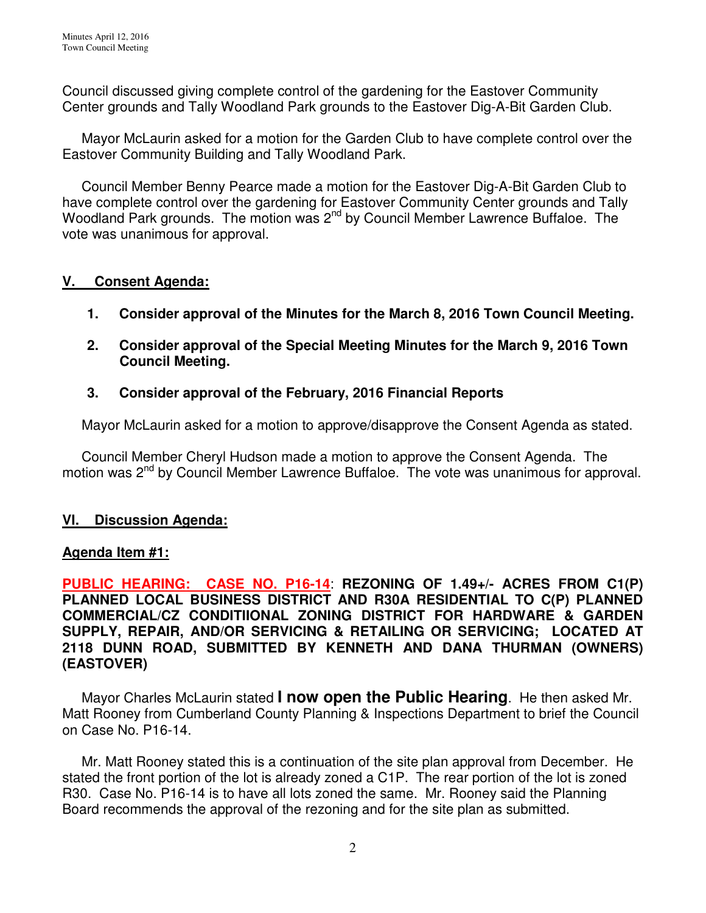Council discussed giving complete control of the gardening for the Eastover Community Center grounds and Tally Woodland Park grounds to the Eastover Dig-A-Bit Garden Club.

Mayor McLaurin asked for a motion for the Garden Club to have complete control over the Eastover Community Building and Tally Woodland Park.

Council Member Benny Pearce made a motion for the Eastover Dig-A-Bit Garden Club to have complete control over the gardening for Eastover Community Center grounds and Tally Woodland Park grounds. The motion was 2nd by Council Member Lawrence Buffaloe. The vote was unanimous for approval.

## V. Consent Agenda:

1. **Consider approval of the Minutes for the March 8, 2016 Town Council Meeting.**
2. **Consider approval of the Special Meeting Minutes for the March 9, 2016 Town Council Meeting.**
3. **Consider approval of the February, 2016 Financial Reports**

Mayor McLaurin asked for a motion to approve/disapprove the Consent Agenda as stated.

Council Member Cheryl Hudson made a motion to approve the Consent Agenda. The motion was 2nd by Council Member Lawrence Buffaloe. The vote was unanimous for approval.

## VI. Discussion Agenda:

### Agenda Item #1:

**PUBLIC HEARING: CASE NO. P16-14: REZONING OF 1.49+/- ACRES FROM C1(P) PLANNED LOCAL BUSINESS DISTRICT AND R30A RESIDENTIAL TO C(P) PLANNED COMMERCIAL/CZ CONDITIIONAL ZONING DISTRICT FOR HARDWARE & GARDEN SUPPLY, REPAIR, AND/OR SERVICING & RETAILING OR SERVICING; LOCATED AT 2118 DUNN ROAD, SUBMITTED BY KENNETH AND DANA THURMAN (OWNERS) (EASTOVER)**

Mayor Charles McLaurin stated **I now open the Public Hearing**. He then asked Mr. Matt Rooney from Cumberland County Planning & Inspections Department to brief the Council on Case No. P16-14.

Mr. Matt Rooney stated this is a continuation of the site plan approval from December. He stated the front portion of the lot is already zoned a C1P. The rear portion of the lot is zoned R30. Case No. P16-14 is to have all lots zoned the same. Mr. Rooney said the Planning Board recommends the approval of the rezoning and for the site plan as submitted.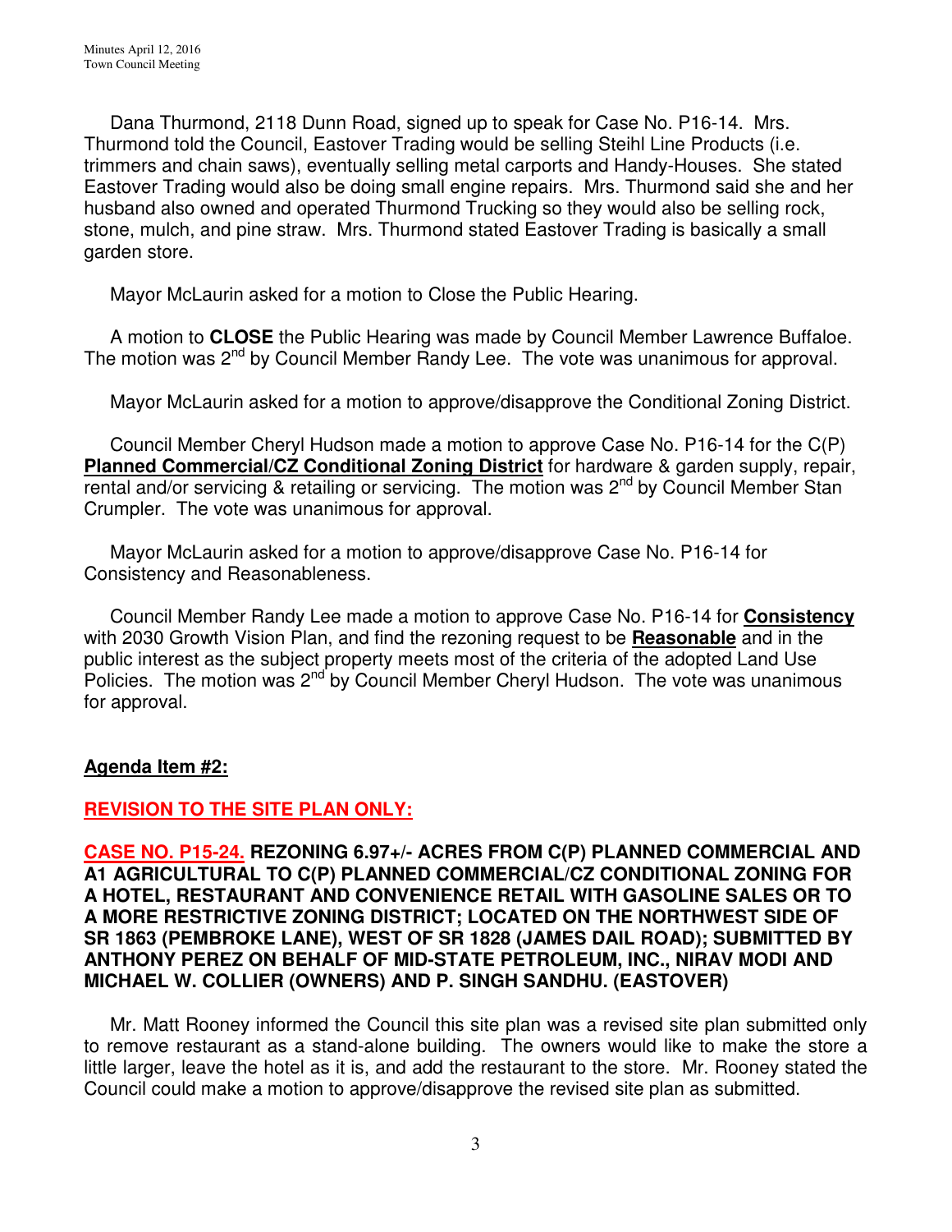Dana Thurmond, 2118 Dunn Road, signed up to speak for Case No. P16-14. Mrs. Thurmond told the Council, Eastover Trading would be selling Steihl Line Products (i.e. trimmers and chain saws), eventually selling metal carports and Handy-Houses. She stated Eastover Trading would also be doing small engine repairs. Mrs. Thurmond said she and her husband also owned and operated Thurmond Trucking so they would also be selling rock, stone, mulch, and pine straw. Mrs. Thurmond stated Eastover Trading is basically a small garden store.

Mayor McLaurin asked for a motion to Close the Public Hearing.

A motion to **CLOSE** the Public Hearing was made by Council Member Lawrence Buffaloe. The motion was 2nd by Council Member Randy Lee. The vote was unanimous for approval.

Mayor McLaurin asked for a motion to approve/disapprove the Conditional Zoning District.

Council Member Cheryl Hudson made a motion to approve Case No. P16-14 for the C(P) **Planned Commercial/CZ Conditional Zoning District** for hardware & garden supply, repair, rental and/or servicing & retailing or servicing. The motion was 2nd by Council Member Stan Crumpler. The vote was unanimous for approval.

Mayor McLaurin asked for a motion to approve/disapprove Case No. P16-14 for Consistency and Reasonableness.

Council Member Randy Lee made a motion to approve Case No. P16-14 for **Consistency** with 2030 Growth Vision Plan, and find the rezoning request to be **Reasonable** and in the public interest as the subject property meets most of the criteria of the adopted Land Use Policies. The motion was 2nd by Council Member Cheryl Hudson. The vote was unanimous for approval.

**Agenda Item #2:**

**REVISION TO THE SITE PLAN ONLY:**

**CASE NO. P15-24. REZONING 6.97+/- ACRES FROM C(P) PLANNED COMMERCIAL AND A1 AGRICULTURAL TO C(P) PLANNED COMMERCIAL/CZ CONDITIONAL ZONING FOR A HOTEL, RESTAURANT AND CONVENIENCE RETAIL WITH GASOLINE SALES OR TO A MORE RESTRICTIVE ZONING DISTRICT; LOCATED ON THE NORTHWEST SIDE OF SR 1863 (PEMBROKE LANE), WEST OF SR 1828 (JAMES DAIL ROAD); SUBMITTED BY ANTHONY PEREZ ON BEHALF OF MID-STATE PETROLEUM, INC., NIRAV MODI AND MICHAEL W. COLLIER (OWNERS) AND P. SINGH SANDHU. (EASTOVER)**

Mr. Matt Rooney informed the Council this site plan was a revised site plan submitted only to remove restaurant as a stand-alone building. The owners would like to make the store a little larger, leave the hotel as it is, and add the restaurant to the store. Mr. Rooney stated the Council could make a motion to approve/disapprove the revised site plan as submitted.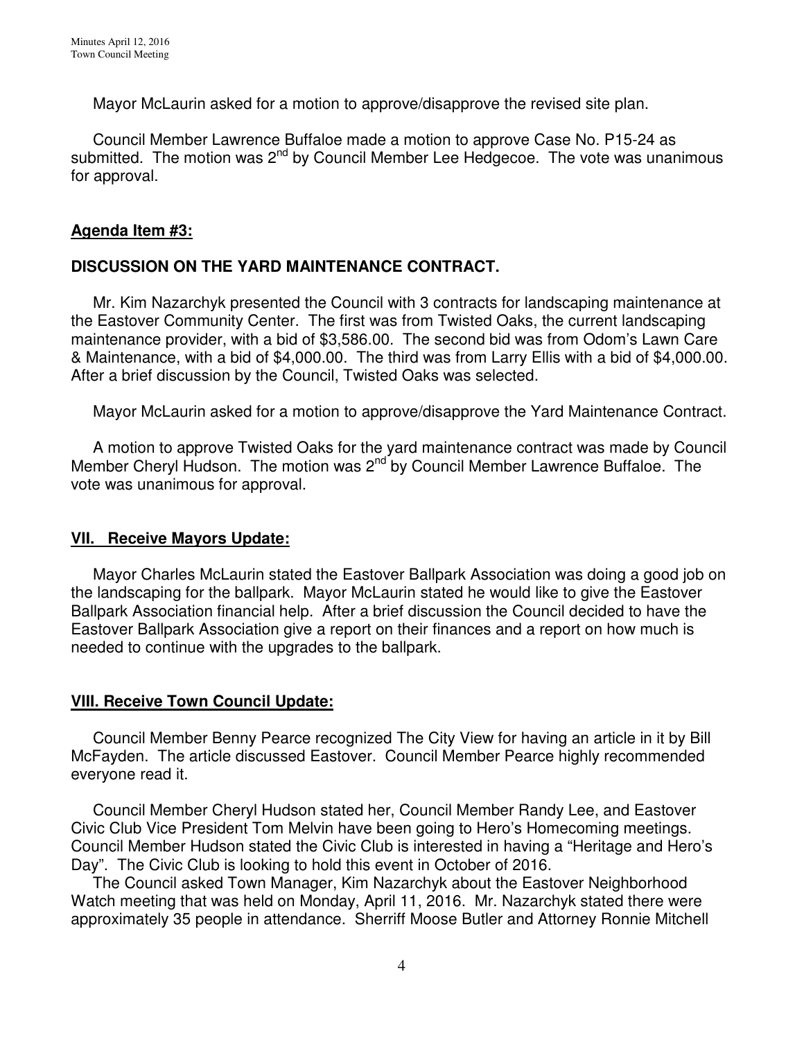Mayor McLaurin asked for a motion to approve/disapprove the revised site plan.

Council Member Lawrence Buffaloe made a motion to approve Case No. P15-24 as submitted. The motion was 2nd by Council Member Lee Hedgecoe. The vote was unanimous for approval.

**Agenda Item #3:**

**DISCUSSION ON THE YARD MAINTENANCE CONTRACT.**

Mr. Kim Nazarchyk presented the Council with 3 contracts for landscaping maintenance at the Eastover Community Center. The first was from Twisted Oaks, the current landscaping maintenance provider, with a bid of $3,586.00. The second bid was from Odom's Lawn Care & Maintenance, with a bid of $4,000.00. The third was from Larry Ellis with a bid of $4,000.00. After a brief discussion by the Council, Twisted Oaks was selected.

Mayor McLaurin asked for a motion to approve/disapprove the Yard Maintenance Contract.

A motion to approve Twisted Oaks for the yard maintenance contract was made by Council Member Cheryl Hudson. The motion was 2nd by Council Member Lawrence Buffaloe. The vote was unanimous for approval.

**VII. Receive Mayors Update:**

Mayor Charles McLaurin stated the Eastover Ballpark Association was doing a good job on the landscaping for the ballpark. Mayor McLaurin stated he would like to give the Eastover Ballpark Association financial help. After a brief discussion the Council decided to have the Eastover Ballpark Association give a report on their finances and a report on how much is needed to continue with the upgrades to the ballpark.

**VIII. Receive Town Council Update:**

Council Member Benny Pearce recognized The City View for having an article in it by Bill McFayden. The article discussed Eastover. Council Member Pearce highly recommended everyone read it.

Council Member Cheryl Hudson stated her, Council Member Randy Lee, and Eastover Civic Club Vice President Tom Melvin have been going to Hero's Homecoming meetings. Council Member Hudson stated the Civic Club is interested in having a "Heritage and Hero's Day". The Civic Club is looking to hold this event in October of 2016.

The Council asked Town Manager, Kim Nazarchyk about the Eastover Neighborhood Watch meeting that was held on Monday, April 11, 2016. Mr. Nazarchyk stated there were approximately 35 people in attendance. Sherriff Moose Butler and Attorney Ronnie Mitchell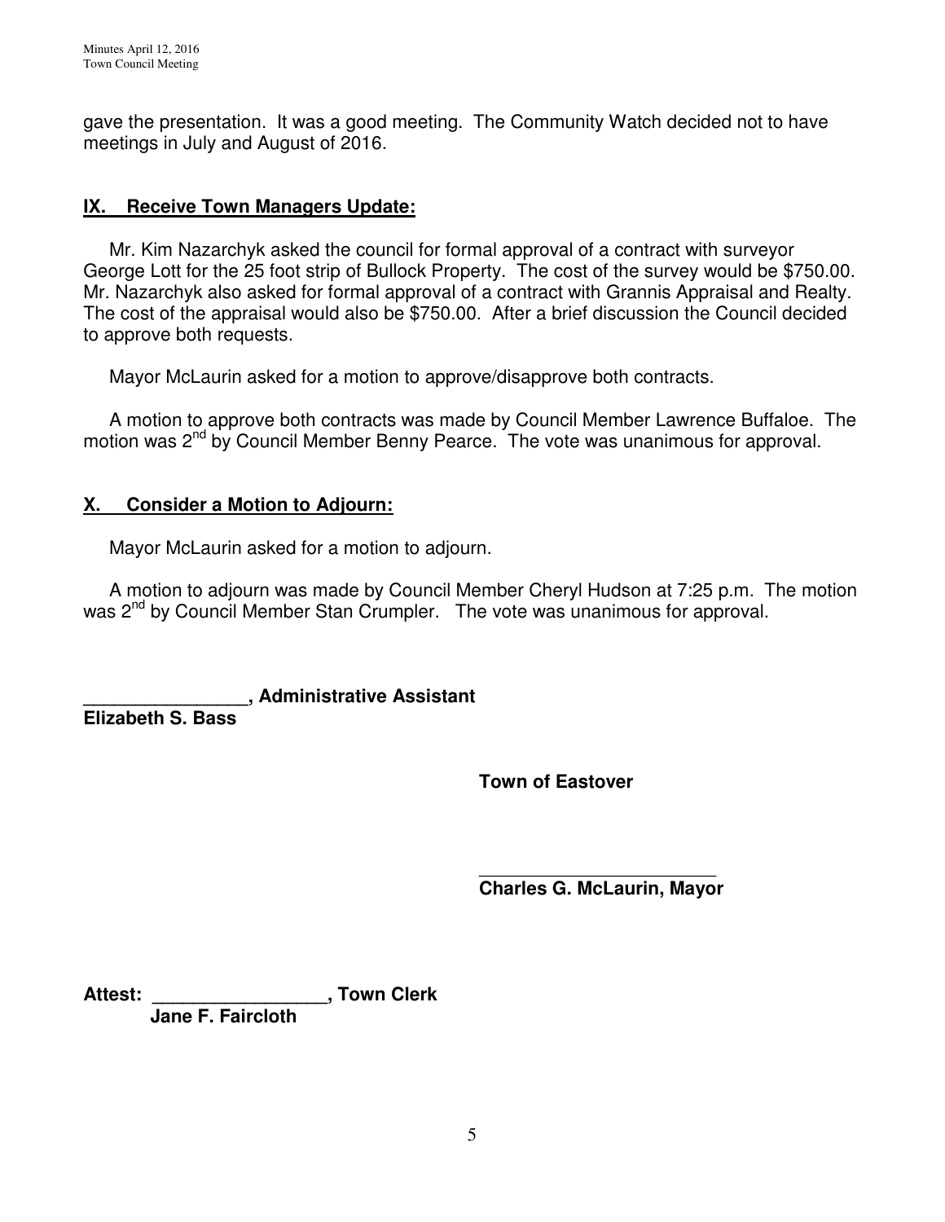gave the presentation. It was a good meeting. The Community Watch decided not to have meetings in July and August of 2016.

## IX. Receive Town Managers Update:

Mr. Kim Nazarchyk asked the council for formal approval of a contract with surveyor George Lott for the 25 foot strip of Bullock Property. The cost of the survey would be $750.00. Mr. Nazarchyk also asked for formal approval of a contract with Grannis Appraisal and Realty. The cost of the appraisal would also be $750.00. After a brief discussion the Council decided to approve both requests.

Mayor McLaurin asked for a motion to approve/disapprove both contracts.

A motion to approve both contracts was made by Council Member Lawrence Buffaloe. The motion was 2nd by Council Member Benny Pearce. The vote was unanimous for approval.

## X. Consider a Motion to Adjourn:

Mayor McLaurin asked for a motion to adjourn.

A motion to adjourn was made by Council Member Cheryl Hudson at 7:25 p.m. The motion was 2nd by Council Member Stan Crumpler. The vote was unanimous for approval.

**________________, Administrative Assistant**
**Elizabeth S. Bass**

**Town of Eastover**

**________________________**
**Charles G. McLaurin, Mayor**

**Attest: _________________, Town Clerk**
**Jane F. Faircloth**